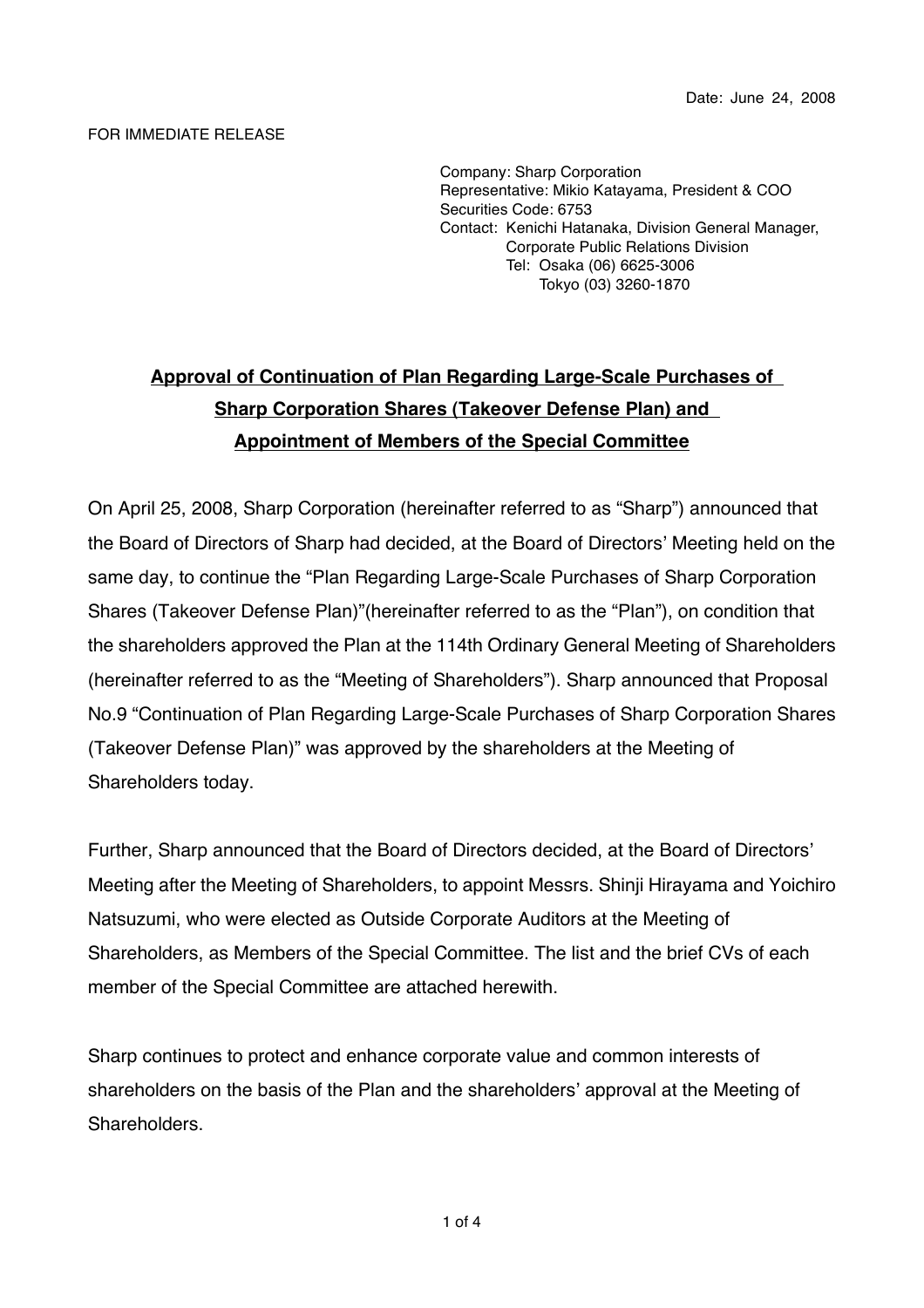Date: June 24, 2008

FOR IMMEDIATE RELEASE

Company: Sharp Corporation
Representative: Mikio Katayama, President & COO
Securities Code: 6753
Contact: Kenichi Hatanaka, Division General Manager, Corporate Public Relations Division
Tel: Osaka (06) 6625-3006
Tokyo (03) 3260-1870

# Approval of Continuation of Plan Regarding Large-Scale Purchases of Sharp Corporation Shares (Takeover Defense Plan) and Appointment of Members of the Special Committee

On April 25, 2008, Sharp Corporation (hereinafter referred to as "Sharp") announced that the Board of Directors of Sharp had decided, at the Board of Directors' Meeting held on the same day, to continue the "Plan Regarding Large-Scale Purchases of Sharp Corporation Shares (Takeover Defense Plan)"(hereinafter referred to as the "Plan"), on condition that the shareholders approved the Plan at the 114th Ordinary General Meeting of Shareholders (hereinafter referred to as the "Meeting of Shareholders"). Sharp announced that Proposal No.9 "Continuation of Plan Regarding Large-Scale Purchases of Sharp Corporation Shares (Takeover Defense Plan)" was approved by the shareholders at the Meeting of Shareholders today.

Further, Sharp announced that the Board of Directors decided, at the Board of Directors' Meeting after the Meeting of Shareholders, to appoint Messrs. Shinji Hirayama and Yoichiro Natsuzumi, who were elected as Outside Corporate Auditors at the Meeting of Shareholders, as Members of the Special Committee. The list and the brief CVs of each member of the Special Committee are attached herewith.

Sharp continues to protect and enhance corporate value and common interests of shareholders on the basis of the Plan and the shareholders' approval at the Meeting of Shareholders.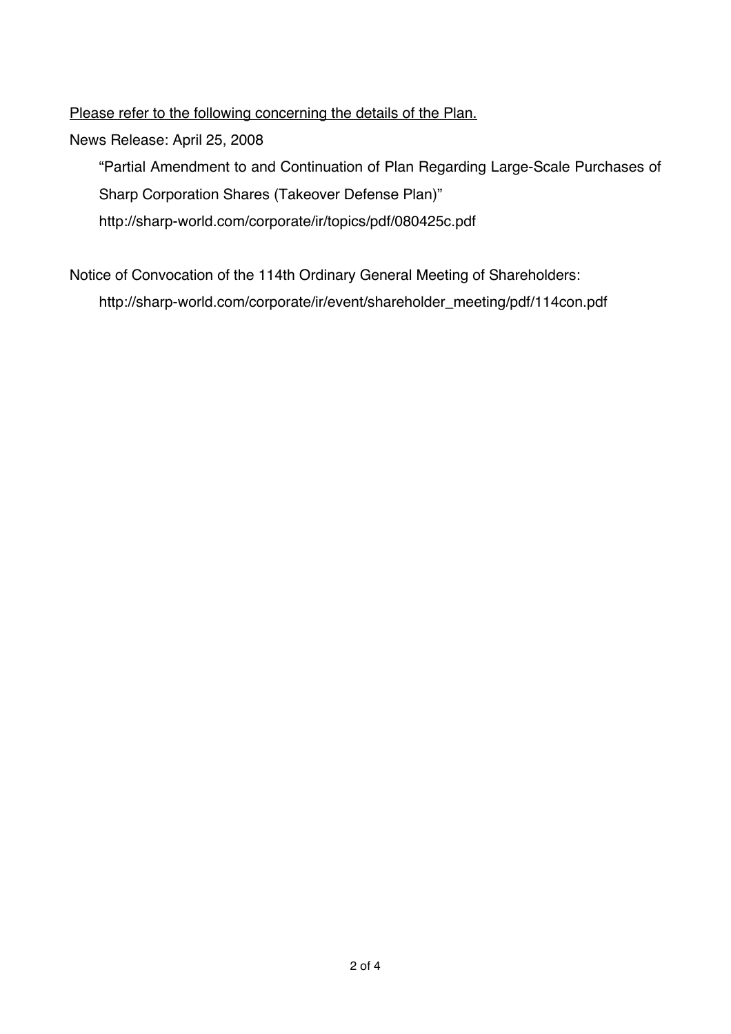<u>Please refer to the following concerning the details of the Plan.</u>

News Release: April 25, 2008

“Partial Amendment to and Continuation of Plan Regarding Large-Scale Purchases of Sharp Corporation Shares (Takeover Defense Plan)”

http://sharp-world.com/corporate/ir/topics/pdf/080425c.pdf

Notice of Convocation of the 114th Ordinary General Meeting of Shareholders:

http://sharp-world.com/corporate/ir/event/shareholder_meeting/pdf/114con.pdf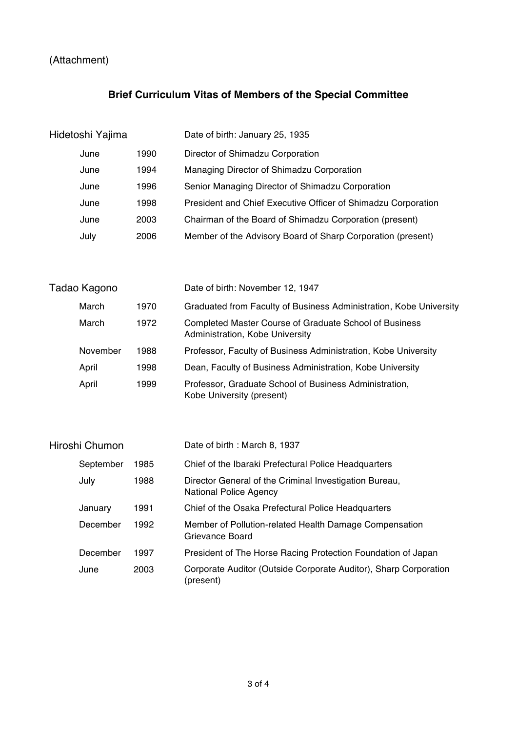(Attachment)

# Brief Curriculum Vitas of Members of the Special Committee

**Hidetoshi Yajima** — Date of birth: January 25, 1935

| | | |
|---|---|---|
| June | 1990 | Director of Shimadzu Corporation |
| June | 1994 | Managing Director of Shimadzu Corporation |
| June | 1996 | Senior Managing Director of Shimadzu Corporation |
| June | 1998 | President and Chief Executive Officer of Shimadzu Corporation |
| June | 2003 | Chairman of the Board of Shimadzu Corporation (present) |
| July | 2006 | Member of the Advisory Board of Sharp Corporation (present) |

**Tadao Kagono** — Date of birth: November 12, 1947

| | | |
|---|---|---|
| March | 1970 | Graduated from Faculty of Business Administration, Kobe University |
| March | 1972 | Completed Master Course of Graduate School of Business Administration, Kobe University |
| November | 1988 | Professor, Faculty of Business Administration, Kobe University |
| April | 1998 | Dean, Faculty of Business Administration, Kobe University |
| April | 1999 | Professor, Graduate School of Business Administration, Kobe University (present) |

**Hiroshi Chumon** — Date of birth : March 8, 1937

| | | |
|---|---|---|
| September | 1985 | Chief of the Ibaraki Prefectural Police Headquarters |
| July | 1988 | Director General of the Criminal Investigation Bureau, National Police Agency |
| January | 1991 | Chief of the Osaka Prefectural Police Headquarters |
| December | 1992 | Member of Pollution-related Health Damage Compensation Grievance Board |
| December | 1997 | President of The Horse Racing Protection Foundation of Japan |
| June | 2003 | Corporate Auditor (Outside Corporate Auditor), Sharp Corporation (present) |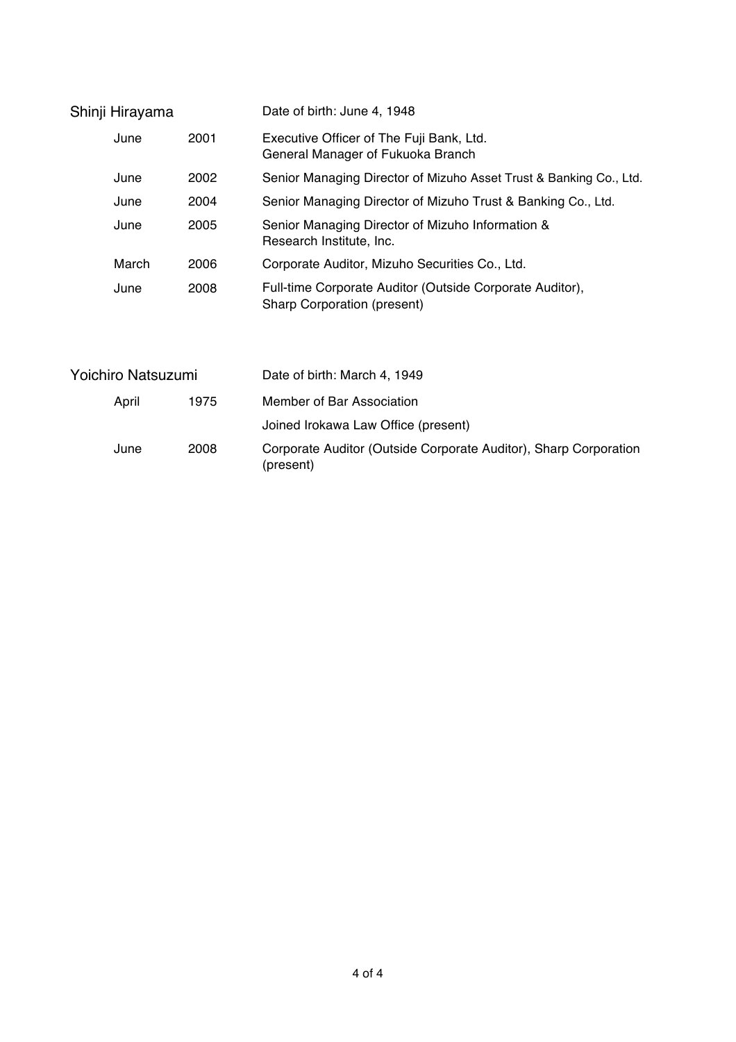## Shinji Hirayama

Date of birth: June 4, 1948

| | | |
|---|---|---|
| June | 2001 | Executive Officer of The Fuji Bank, Ltd.<br>General Manager of Fukuoka Branch |
| June | 2002 | Senior Managing Director of Mizuho Asset Trust & Banking Co., Ltd. |
| June | 2004 | Senior Managing Director of Mizuho Trust & Banking Co., Ltd. |
| June | 2005 | Senior Managing Director of Mizuho Information & Research Institute, Inc. |
| March | 2006 | Corporate Auditor, Mizuho Securities Co., Ltd. |
| June | 2008 | Full-time Corporate Auditor (Outside Corporate Auditor), Sharp Corporation (present) |

## Yoichiro Natsuzumi

Date of birth: March 4, 1949

| | | |
|---|---|---|
| April | 1975 | Member of Bar Association |
| | | Joined Irokawa Law Office (present) |
| June | 2008 | Corporate Auditor (Outside Corporate Auditor), Sharp Corporation (present) |